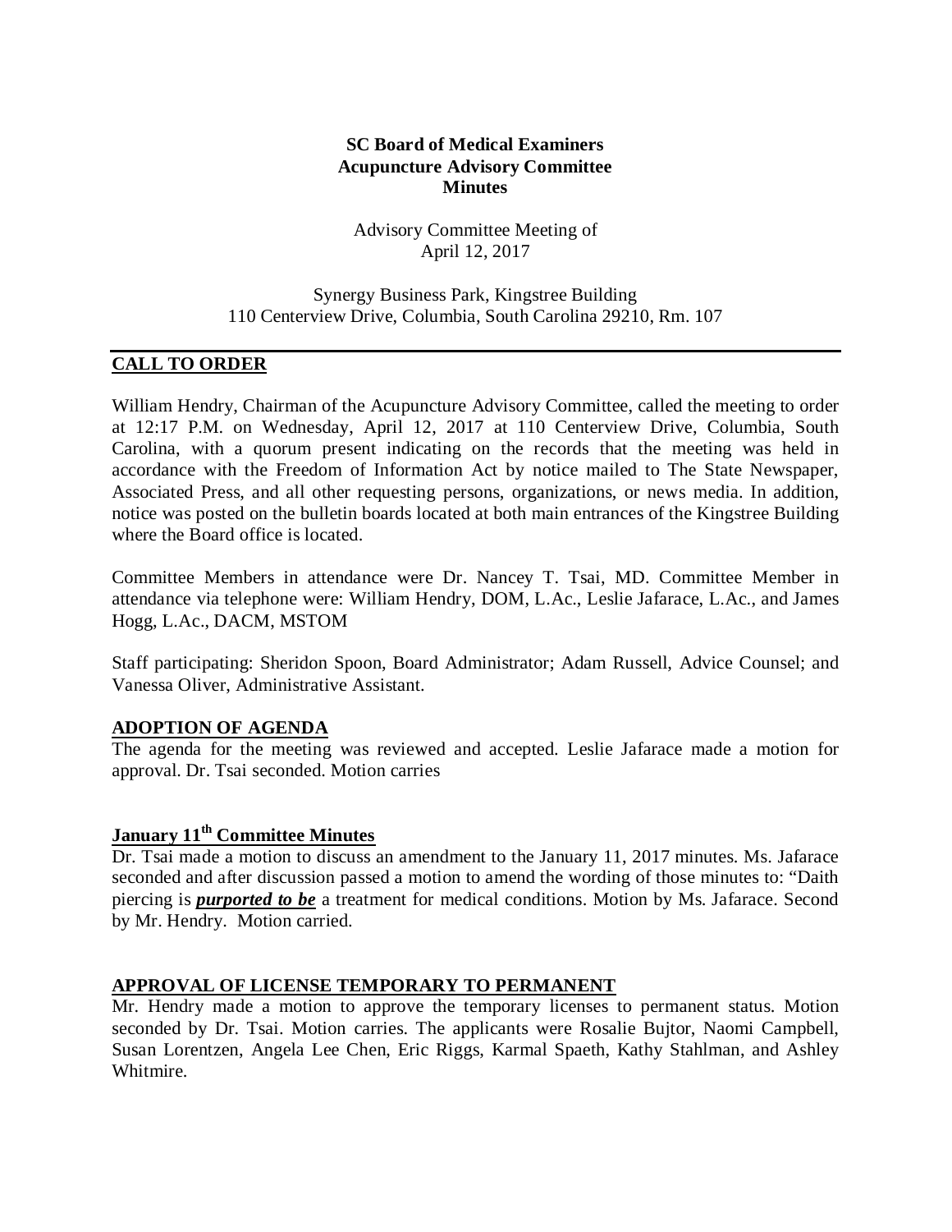**SC Board of Medical Examiners**
**Acupuncture Advisory Committee**
**Minutes**

Advisory Committee Meeting of
April 12, 2017

Synergy Business Park, Kingstree Building
110 Centerview Drive, Columbia, South Carolina 29210, Rm. 107

## CALL TO ORDER

William Hendry, Chairman of the Acupuncture Advisory Committee, called the meeting to order at 12:17 P.M. on Wednesday, April 12, 2017 at 110 Centerview Drive, Columbia, South Carolina, with a quorum present indicating on the records that the meeting was held in accordance with the Freedom of Information Act by notice mailed to The State Newspaper, Associated Press, and all other requesting persons, organizations, or news media. In addition, notice was posted on the bulletin boards located at both main entrances of the Kingstree Building where the Board office is located.

Committee Members in attendance were Dr. Nancey T. Tsai, MD. Committee Member in attendance via telephone were: William Hendry, DOM, L.Ac., Leslie Jafarace, L.Ac., and James Hogg, L.Ac., DACM, MSTOM

Staff participating: Sheridon Spoon, Board Administrator; Adam Russell, Advice Counsel; and Vanessa Oliver, Administrative Assistant.

## ADOPTION OF AGENDA

The agenda for the meeting was reviewed and accepted. Leslie Jafarace made a motion for approval. Dr. Tsai seconded. Motion carries

## January 11th Committee Minutes

Dr. Tsai made a motion to discuss an amendment to the January 11, 2017 minutes. Ms. Jafarace seconded and after discussion passed a motion to amend the wording of those minutes to: "Daith piercing is ***purported to be*** a treatment for medical conditions. Motion by Ms. Jafarace. Second by Mr. Hendry. Motion carried.

## APPROVAL OF LICENSE TEMPORARY TO PERMANENT

Mr. Hendry made a motion to approve the temporary licenses to permanent status. Motion seconded by Dr. Tsai. Motion carries. The applicants were Rosalie Bujtor, Naomi Campbell, Susan Lorentzen, Angela Lee Chen, Eric Riggs, Karmal Spaeth, Kathy Stahlman, and Ashley Whitmire.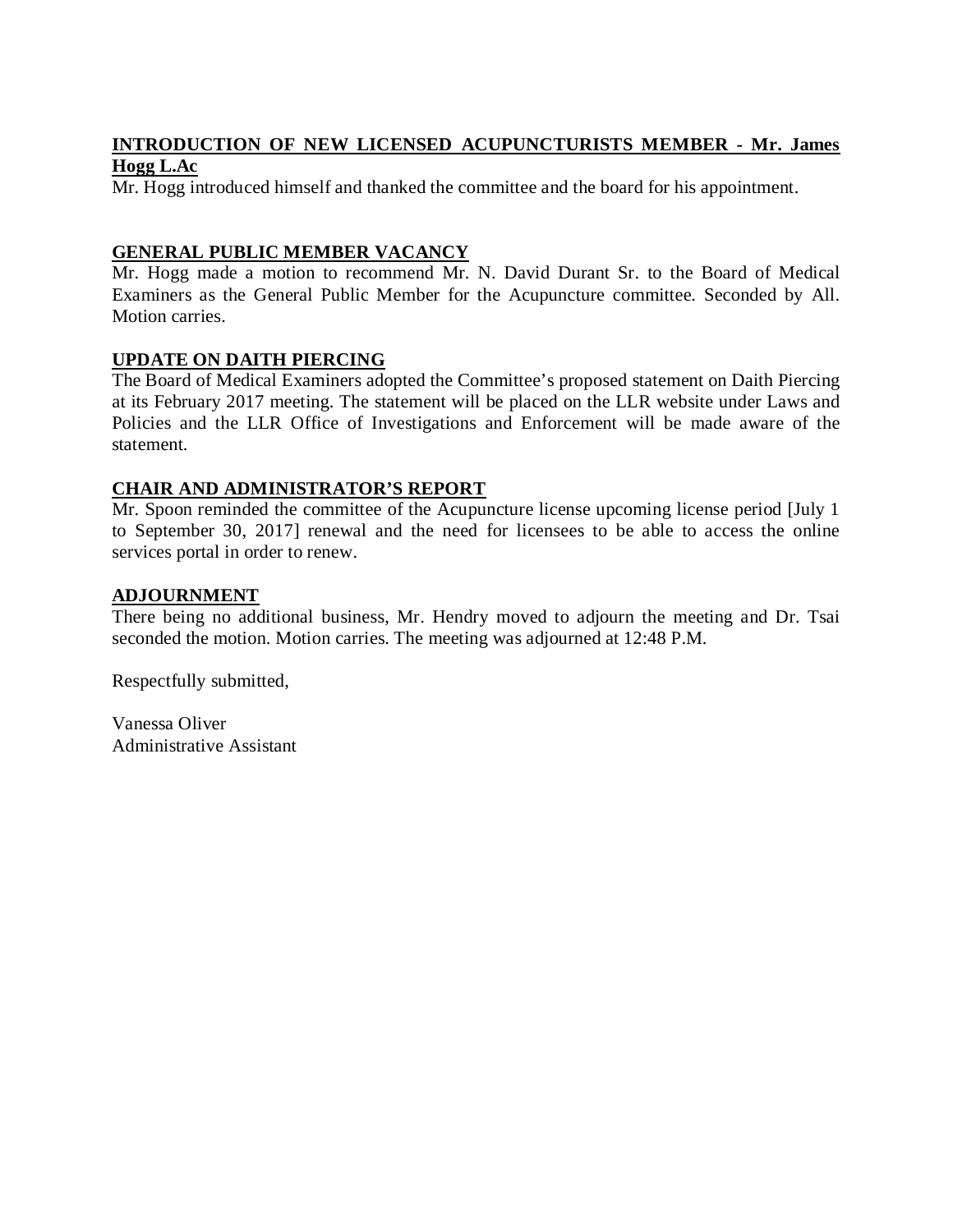**INTRODUCTION OF NEW LICENSED ACUPUNCTURISTS MEMBER - Mr. James Hogg L.Ac**

Mr. Hogg introduced himself and thanked the committee and the board for his appointment.

**GENERAL PUBLIC MEMBER VACANCY**

Mr. Hogg made a motion to recommend Mr. N. David Durant Sr. to the Board of Medical Examiners as the General Public Member for the Acupuncture committee. Seconded by All. Motion carries.

**UPDATE ON DAITH PIERCING**

The Board of Medical Examiners adopted the Committee's proposed statement on Daith Piercing at its February 2017 meeting. The statement will be placed on the LLR website under Laws and Policies and the LLR Office of Investigations and Enforcement will be made aware of the statement.

**CHAIR AND ADMINISTRATOR'S REPORT**

Mr. Spoon reminded the committee of the Acupuncture license upcoming license period [July 1 to September 30, 2017] renewal and the need for licensees to be able to access the online services portal in order to renew.

**ADJOURNMENT**

There being no additional business, Mr. Hendry moved to adjourn the meeting and Dr. Tsai seconded the motion. Motion carries. The meeting was adjourned at 12:48 P.M.

Respectfully submitted,

Vanessa Oliver
Administrative Assistant